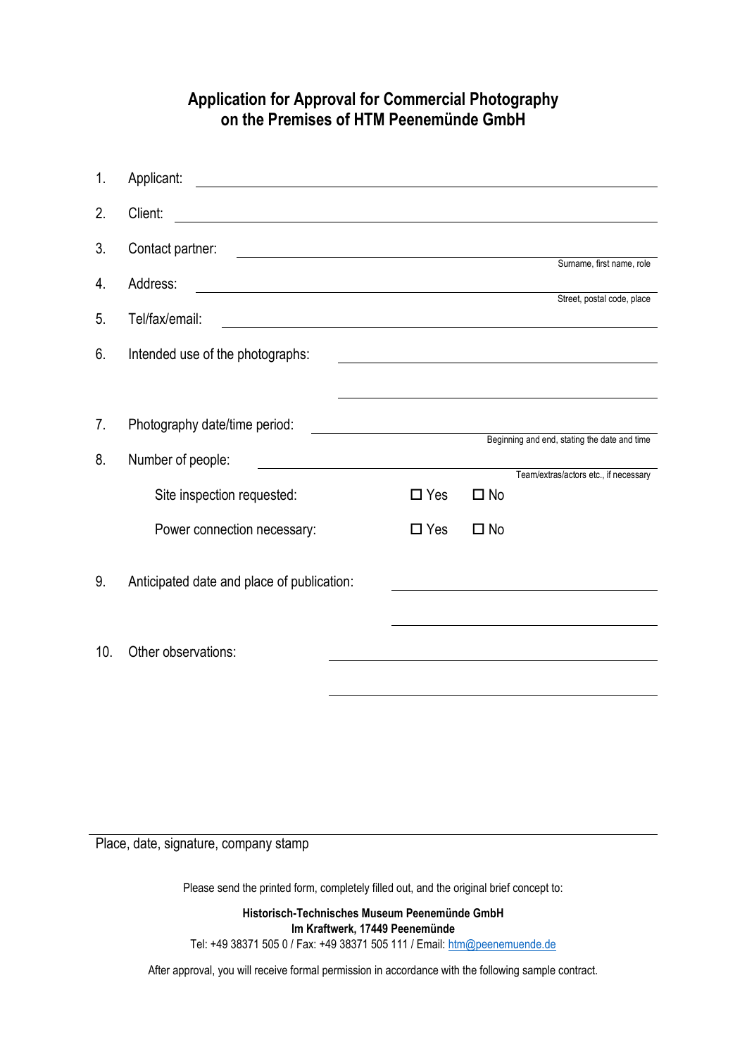# Application for Approval for Commercial Photography on the Premises of HTM Peenemünde GmbH

1. Applicant: ______________________________

2. Client: ______________________________

3. Contact partner: ______________________________
   Surname, first name, role

4. Address: ______________________________
   Street, postal code, place

5. Tel/fax/email: ______________________________

6. Intended use of the photographs: ______________________________
   ______________________________

7. Photography date/time period: ______________________________
   Beginning and end, stating the date and time

8. Number of people: ______________________________
   Team/extras/actors etc., if necessary

   Site inspection requested: ☐ Yes ☐ No

   Power connection necessary: ☐ Yes ☐ No

9. Anticipated date and place of publication: ______________________________
   ______________________________

10. Other observations: ______________________________
    ______________________________

______________________________

Place, date, signature, company stamp

Please send the printed form, completely filled out, and the original brief concept to:

**Historisch-Technisches Museum Peenemünde GmbH**
**Im Kraftwerk, 17449 Peenemünde**
Tel: +49 38371 505 0 / Fax: +49 38371 505 111 / Email: htm@peenemuende.de

After approval, you will receive formal permission in accordance with the following sample contract.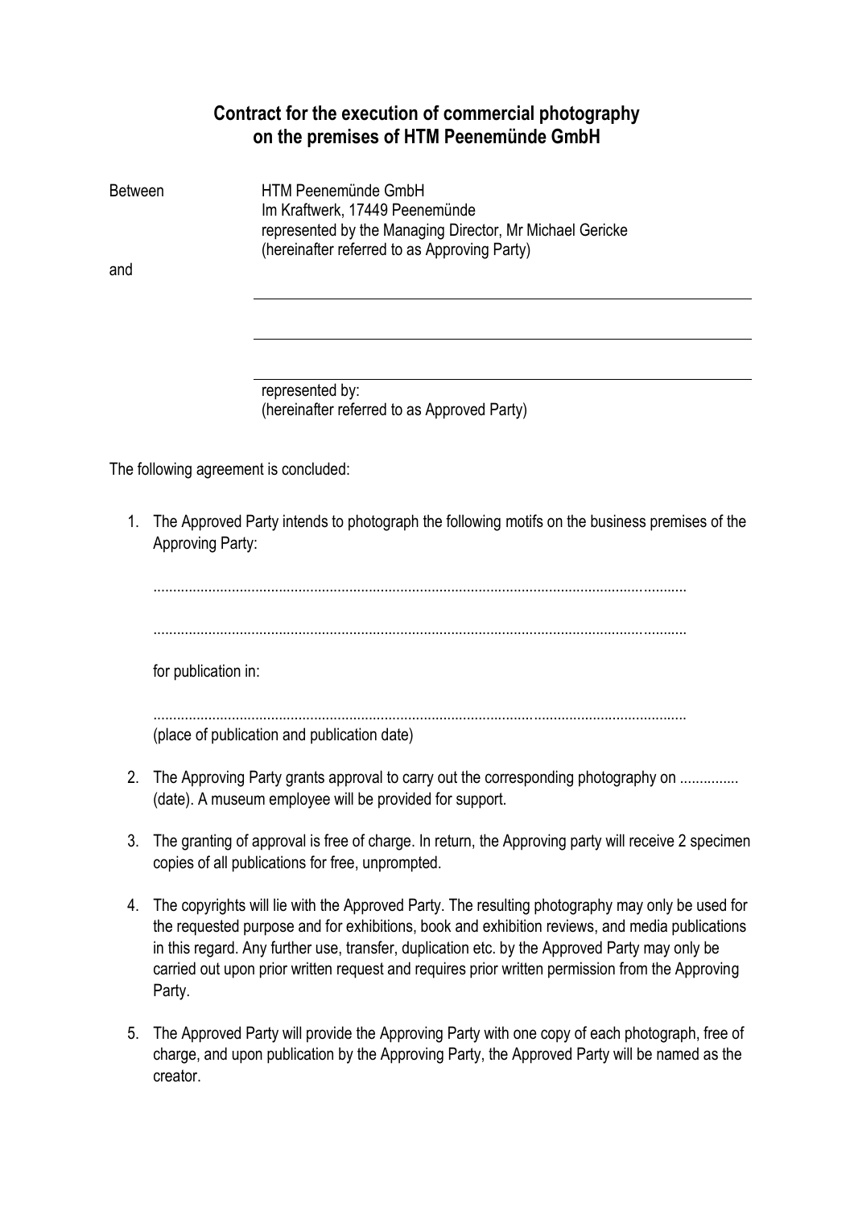# Contract for the execution of commercial photography on the premises of HTM Peenemünde GmbH

Between HTM Peenemünde GmbH
Im Kraftwerk, 17449 Peenemünde
represented by the Managing Director, Mr Michael Gericke
(hereinafter referred to as Approving Party)

and

\_\_\_\_\_\_\_\_\_\_\_\_\_\_\_\_\_\_\_\_\_\_\_\_\_\_\_\_\_\_\_\_\_\_\_\_\_\_\_\_\_\_\_\_

\_\_\_\_\_\_\_\_\_\_\_\_\_\_\_\_\_\_\_\_\_\_\_\_\_\_\_\_\_\_\_\_\_\_\_\_\_\_\_\_\_\_\_\_

\_\_\_\_\_\_\_\_\_\_\_\_\_\_\_\_\_\_\_\_\_\_\_\_\_\_\_\_\_\_\_\_\_\_\_\_\_\_\_\_\_\_\_\_

represented by:
(hereinafter referred to as Approved Party)

The following agreement is concluded:

1. The Approved Party intends to photograph the following motifs on the business premises of the Approving Party:

   ......................................................................................................................................

   ......................................................................................................................................

   for publication in:

   ......................................................................................................................................
   (place of publication and publication date)

2. The Approving Party grants approval to carry out the corresponding photography on ............... (date). A museum employee will be provided for support.

3. The granting of approval is free of charge. In return, the Approving party will receive 2 specimen copies of all publications for free, unprompted.

4. The copyrights will lie with the Approved Party. The resulting photography may only be used for the requested purpose and for exhibitions, book and exhibition reviews, and media publications in this regard. Any further use, transfer, duplication etc. by the Approved Party may only be carried out upon prior written request and requires prior written permission from the Approving Party.

5. The Approved Party will provide the Approving Party with one copy of each photograph, free of charge, and upon publication by the Approving Party, the Approved Party will be named as the creator.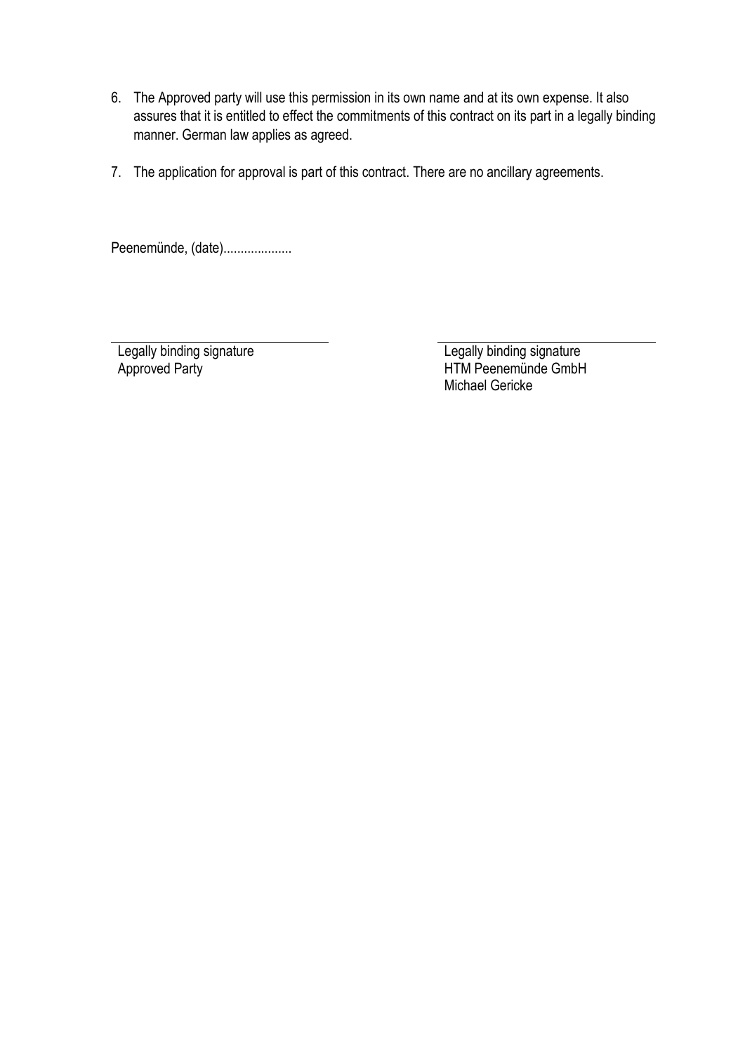6. The Approved party will use this permission in its own name and at its own expense. It also assures that it is entitled to effect the commitments of this contract on its part in a legally binding manner. German law applies as agreed.

7. The application for approval is part of this contract. There are no ancillary agreements.

Peenemünde, (date)....................

| | |
|---|---|
| Legally binding signature<br>Approved Party | Legally binding signature<br>HTM Peenemünde GmbH<br>Michael Gericke |